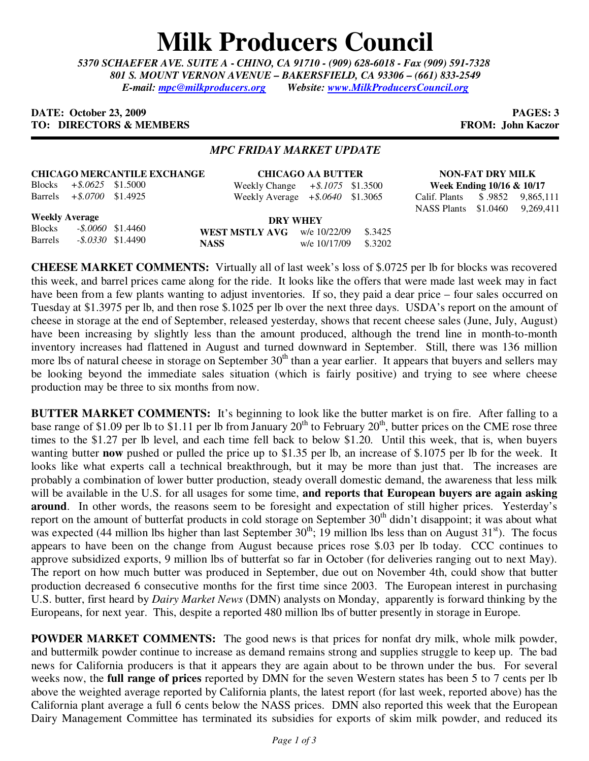# Milk Producers Council

*5370 SCHAEFER AVE. SUITE A - CHINO, CA 91710 - (909) 628-6018 - Fax (909) 591-7328*
*801 S. MOUNT VERNON AVENUE – BAKERSFIELD, CA 93306 – (661) 833-2549*
*E-mail: mpc@milkproducers.org Website: www.MilkProducersCouncil.org*

**DATE: October 23, 2009** **PAGES: 3**
**TO: DIRECTORS & MEMBERS** **FROM: John Kaczor**

## *MPC FRIDAY MARKET UPDATE*

**CHICAGO MERCANTILE EXCHANGE**

| | | |
|---|---|---|
| Blocks | *+$.0625* | $1.5000 |
| Barrels | *+$.0700* | $1.4925 |

**Weekly Average**

| | | |
|---|---|---|
| Blocks | *-$.0060* | $1.4460 |
| Barrels | *-$.0330* | $1.4490 |

**CHICAGO AA BUTTER**

| | | |
|---|---|---|
| Weekly Change | *+$.1075* | $1.3500 |
| Weekly Average | *+$.0640* | $1.3065 |

**DRY WHEY**

| | | |
|---|---|---|
| **WEST MSTLY AVG** | w/e 10/22/09 | $.3425 |
| **NASS** | w/e 10/17/09 | $.3202 |

**NON-FAT DRY MILK**
**Week Ending 10/16 & 10/17**

| | | |
|---|---|---|
| Calif. Plants | $ .9852 | 9,865,111 |
| NASS Plants | $1.0460 | 9,269,411 |

**CHEESE MARKET COMMENTS:** Virtually all of last week's loss of $.0725 per lb for blocks was recovered this week, and barrel prices came along for the ride. It looks like the offers that were made last week may in fact have been from a few plants wanting to adjust inventories. If so, they paid a dear price – four sales occurred on Tuesday at $1.3975 per lb, and then rose $.1025 per lb over the next three days. USDA's report on the amount of cheese in storage at the end of September, released yesterday, shows that recent cheese sales (June, July, August) have been increasing by slightly less than the amount produced, although the trend line in month-to-month inventory increases had flattened in August and turned downward in September. Still, there was 136 million more lbs of natural cheese in storage on September 30th than a year earlier. It appears that buyers and sellers may be looking beyond the immediate sales situation (which is fairly positive) and trying to see where cheese production may be three to six months from now.

**BUTTER MARKET COMMENTS:** It's beginning to look like the butter market is on fire. After falling to a base range of $1.09 per lb to $1.11 per lb from January 20th to February 20th, butter prices on the CME rose three times to the $1.27 per lb level, and each time fell back to below $1.20. Until this week, that is, when buyers wanting butter **now** pushed or pulled the price up to $1.35 per lb, an increase of $.1075 per lb for the week. It looks like what experts call a technical breakthrough, but it may be more than just that. The increases are probably a combination of lower butter production, steady overall domestic demand, the awareness that less milk will be available in the U.S. for all usages for some time, **and reports that European buyers are again asking around**. In other words, the reasons seem to be foresight and expectation of still higher prices. Yesterday's report on the amount of butterfat products in cold storage on September 30th didn't disappoint; it was about what was expected (44 million lbs higher than last September 30th; 19 million lbs less than on August 31st). The focus appears to have been on the change from August because prices rose $.03 per lb today. CCC continues to approve subsidized exports, 9 million lbs of butterfat so far in October (for deliveries ranging out to next May). The report on how much butter was produced in September, due out on November 4th, could show that butter production decreased 6 consecutive months for the first time since 2003. The European interest in purchasing U.S. butter, first heard by *Dairy Market News* (DMN) analysts on Monday, apparently is forward thinking by the Europeans, for next year. This, despite a reported 480 million lbs of butter presently in storage in Europe.

**POWDER MARKET COMMENTS:** The good news is that prices for nonfat dry milk, whole milk powder, and buttermilk powder continue to increase as demand remains strong and supplies struggle to keep up. The bad news for California producers is that it appears they are again about to be thrown under the bus. For several weeks now, the **full range of prices** reported by DMN for the seven Western states has been 5 to 7 cents per lb above the weighted average reported by California plants, the latest report (for last week, reported above) has the California plant average a full 6 cents below the NASS prices. DMN also reported this week that the European Dairy Management Committee has terminated its subsidies for exports of skim milk powder, and reduced its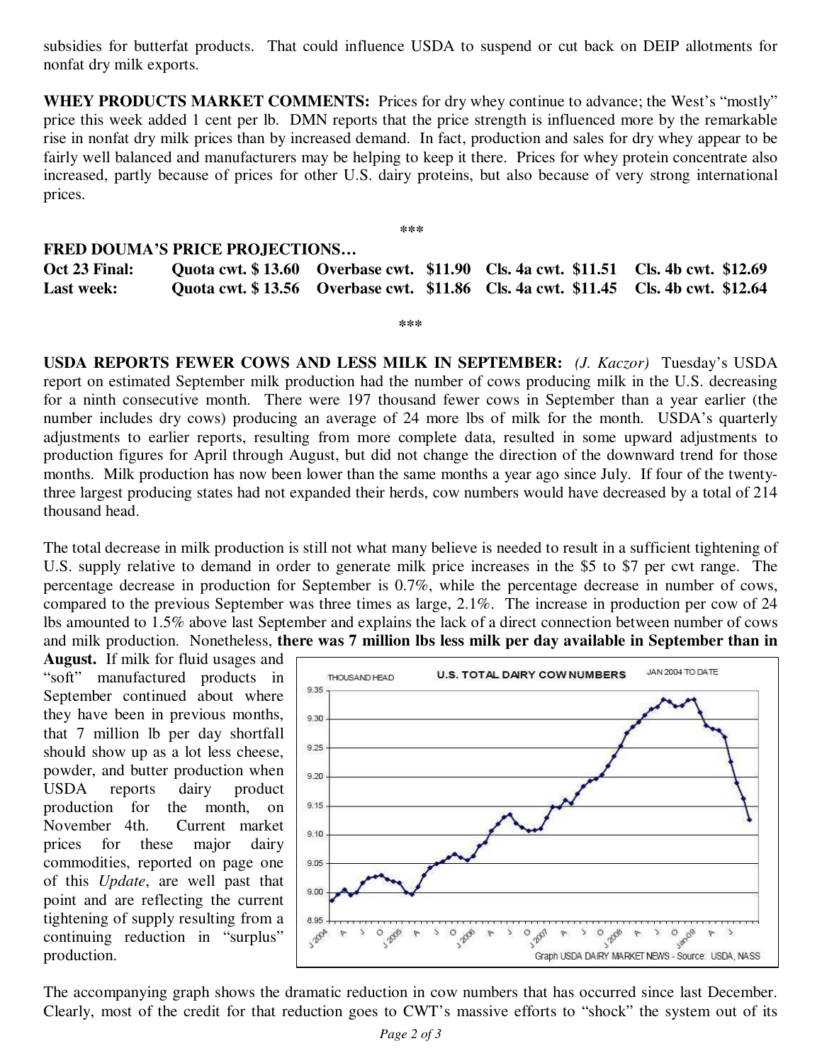subsidies for butterfat products. That could influence USDA to suspend or cut back on DEIP allotments for nonfat dry milk exports.

**WHEY PRODUCTS MARKET COMMENTS:** Prices for dry whey continue to advance; the West's "mostly" price this week added 1 cent per lb. DMN reports that the price strength is influenced more by the remarkable rise in nonfat dry milk prices than by increased demand. In fact, production and sales for dry whey appear to be fairly well balanced and manufacturers may be helping to keep it there. Prices for whey protein concentrate also increased, partly because of prices for other U.S. dairy proteins, but also because of very strong international prices.

\*\*\*

**FRED DOUMA'S PRICE PROJECTIONS…**

| | | | | |
|---|---|---|---|---|
| **Oct 23 Final:** | **Quota cwt. $ 13.60** | **Overbase cwt. $11.90** | **Cls. 4a cwt. $11.51** | **Cls. 4b cwt. $12.69** |
| **Last week:** | **Quota cwt. $ 13.56** | **Overbase cwt. $11.86** | **Cls. 4a cwt. $11.45** | **Cls. 4b cwt. $12.64** |

\*\*\*

**USDA REPORTS FEWER COWS AND LESS MILK IN SEPTEMBER:** *(J. Kaczor)* Tuesday's USDA report on estimated September milk production had the number of cows producing milk in the U.S. decreasing for a ninth consecutive month. There were 197 thousand fewer cows in September than a year earlier (the number includes dry cows) producing an average of 24 more lbs of milk for the month. USDA's quarterly adjustments to earlier reports, resulting from more complete data, resulted in some upward adjustments to production figures for April through August, but did not change the direction of the downward trend for those months. Milk production has now been lower than the same months a year ago since July. If four of the twenty-three largest producing states had not expanded their herds, cow numbers would have decreased by a total of 214 thousand head.

The total decrease in milk production is still not what many believe is needed to result in a sufficient tightening of U.S. supply relative to demand in order to generate milk price increases in the $5 to $7 per cwt range. The percentage decrease in production for September is 0.7%, while the percentage decrease in number of cows, compared to the previous September was three times as large, 2.1%. The increase in production per cow of 24 lbs amounted to 1.5% above last September and explains the lack of a direct connection between number of cows and milk production. Nonetheless, **there was 7 million lbs less milk per day available in September than in August.** If milk for fluid usages and "soft" manufactured products in September continued about where they have been in previous months, that 7 million lb per day shortfall should show up as a lot less cheese, powder, and butter production when USDA reports dairy product production for the month, on November 4th. Current market prices for these major dairy commodities, reported on page one of this *Update*, are well past that point and are reflecting the current tightening of supply resulting from a continuing reduction in "surplus" production.

U.S. TOTAL DAIRY COW NUMBERS
THOUSAND HEAD
JAN 2004 TO DATE
9.35
9.30
9.25
9.20
9.15
9.10
9.05
9.00
8.95
J 2004 A J O J 2005 A J O J 2006 A J O J 2007 A J O J 2008 A J O Jan-09 A J
Graph USDA DAIRY MARKET NEWS - Source: USDA, NASS

The accompanying graph shows the dramatic reduction in cow numbers that has occurred since last December. Clearly, most of the credit for that reduction goes to CWT's massive efforts to "shock" the system out of its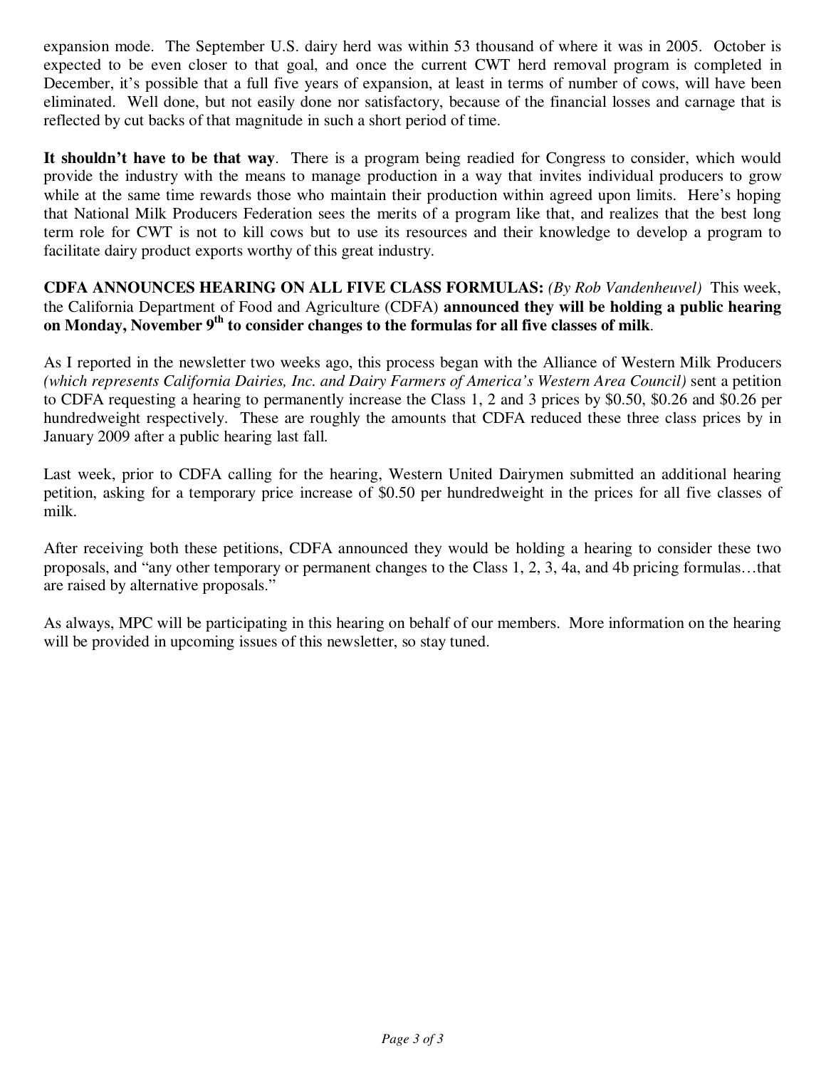expansion mode. The September U.S. dairy herd was within 53 thousand of where it was in 2005. October is expected to be even closer to that goal, and once the current CWT herd removal program is completed in December, it's possible that a full five years of expansion, at least in terms of number of cows, will have been eliminated. Well done, but not easily done nor satisfactory, because of the financial losses and carnage that is reflected by cut backs of that magnitude in such a short period of time.

**It shouldn't have to be that way**. There is a program being readied for Congress to consider, which would provide the industry with the means to manage production in a way that invites individual producers to grow while at the same time rewards those who maintain their production within agreed upon limits. Here's hoping that National Milk Producers Federation sees the merits of a program like that, and realizes that the best long term role for CWT is not to kill cows but to use its resources and their knowledge to develop a program to facilitate dairy product exports worthy of this great industry.

**CDFA ANNOUNCES HEARING ON ALL FIVE CLASS FORMULAS:** *(By Rob Vandenheuvel)* This week, the California Department of Food and Agriculture (CDFA) **announced they will be holding a public hearing on Monday, November 9th to consider changes to the formulas for all five classes of milk**.

As I reported in the newsletter two weeks ago, this process began with the Alliance of Western Milk Producers *(which represents California Dairies, Inc. and Dairy Farmers of America's Western Area Council)* sent a petition to CDFA requesting a hearing to permanently increase the Class 1, 2 and 3 prices by $0.50, $0.26 and $0.26 per hundredweight respectively. These are roughly the amounts that CDFA reduced these three class prices by in January 2009 after a public hearing last fall.

Last week, prior to CDFA calling for the hearing, Western United Dairymen submitted an additional hearing petition, asking for a temporary price increase of $0.50 per hundredweight in the prices for all five classes of milk.

After receiving both these petitions, CDFA announced they would be holding a hearing to consider these two proposals, and "any other temporary or permanent changes to the Class 1, 2, 3, 4a, and 4b pricing formulas…that are raised by alternative proposals."

As always, MPC will be participating in this hearing on behalf of our members. More information on the hearing will be provided in upcoming issues of this newsletter, so stay tuned.